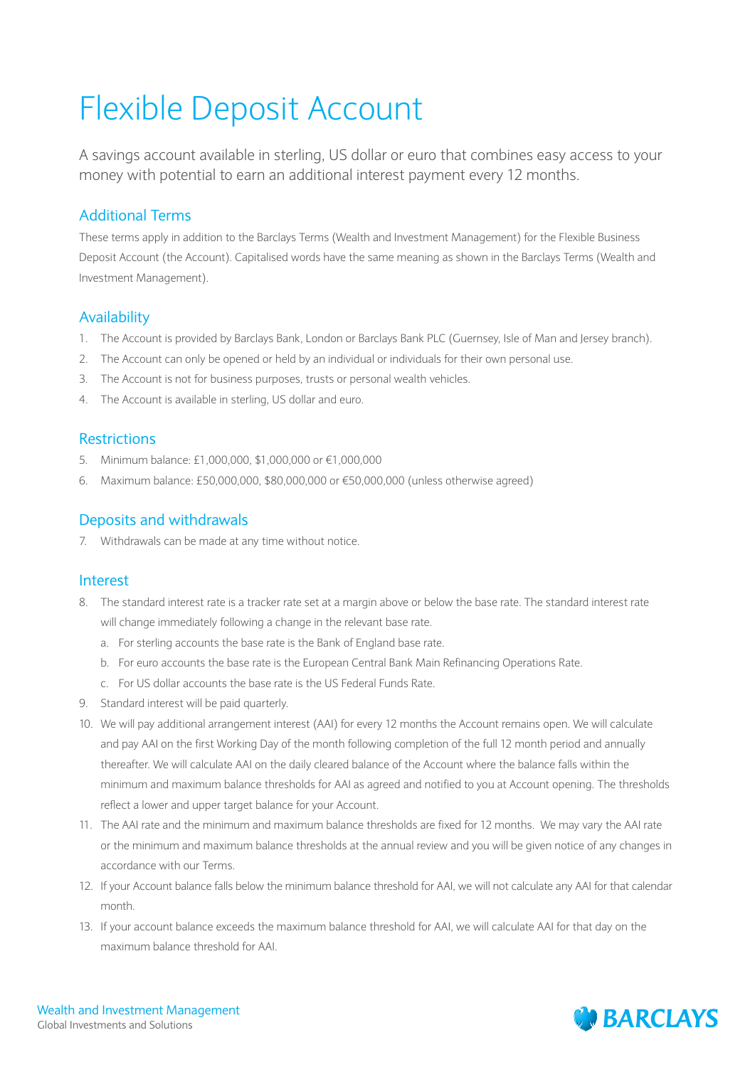# Flexible Deposit Account

A savings account available in sterling, US dollar or euro that combines easy access to your money with potential to earn an additional interest payment every 12 months.

## Additional Terms

These terms apply in addition to the Barclays Terms (Wealth and Investment Management) for the Flexible Business Deposit Account (the Account). Capitalised words have the same meaning as shown in the Barclays Terms (Wealth and Investment Management).

## Availability

1. The Account is provided by Barclays Bank, London or Barclays Bank PLC (Guernsey, Isle of Man and Jersey branch).
2. The Account can only be opened or held by an individual or individuals for their own personal use.
3. The Account is not for business purposes, trusts or personal wealth vehicles.
4. The Account is available in sterling, US dollar and euro.

## Restrictions

5. Minimum balance: £1,000,000, $1,000,000 or €1,000,000
6. Maximum balance: £50,000,000, $80,000,000 or €50,000,000 (unless otherwise agreed)

## Deposits and withdrawals

7. Withdrawals can be made at any time without notice.

## Interest

8. The standard interest rate is a tracker rate set at a margin above or below the base rate. The standard interest rate will change immediately following a change in the relevant base rate.
   a. For sterling accounts the base rate is the Bank of England base rate.
   b. For euro accounts the base rate is the European Central Bank Main Refinancing Operations Rate.
   c. For US dollar accounts the base rate is the US Federal Funds Rate.
9. Standard interest will be paid quarterly.
10. We will pay additional arrangement interest (AAI) for every 12 months the Account remains open. We will calculate and pay AAI on the first Working Day of the month following completion of the full 12 month period and annually thereafter. We will calculate AAI on the daily cleared balance of the Account where the balance falls within the minimum and maximum balance thresholds for AAI as agreed and notified to you at Account opening. The thresholds reflect a lower and upper target balance for your Account.
11. The AAI rate and the minimum and maximum balance thresholds are fixed for 12 months. We may vary the AAI rate or the minimum and maximum balance thresholds at the annual review and you will be given notice of any changes in accordance with our Terms.
12. If your Account balance falls below the minimum balance threshold for AAI, we will not calculate any AAI for that calendar month.
13. If your account balance exceeds the maximum balance threshold for AAI, we will calculate AAI for that day on the maximum balance threshold for AAI.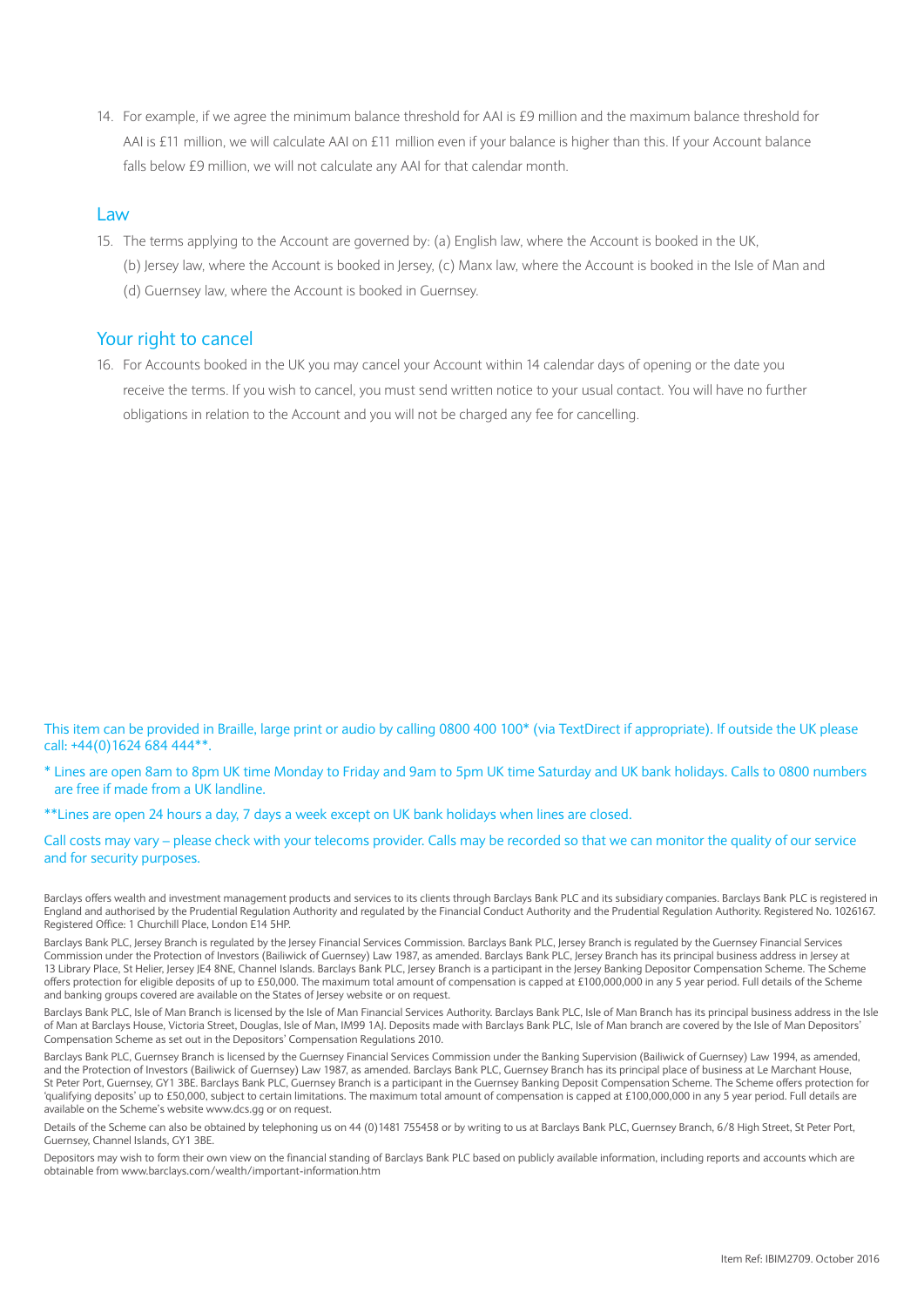14. For example, if we agree the minimum balance threshold for AAI is £9 million and the maximum balance threshold for AAI is £11 million, we will calculate AAI on £11 million even if your balance is higher than this. If your Account balance falls below £9 million, we will not calculate any AAI for that calendar month.

## Law

15. The terms applying to the Account are governed by: (a) English law, where the Account is booked in the UK, (b) Jersey law, where the Account is booked in Jersey, (c) Manx law, where the Account is booked in the Isle of Man and (d) Guernsey law, where the Account is booked in Guernsey.

## Your right to cancel

16. For Accounts booked in the UK you may cancel your Account within 14 calendar days of opening or the date you receive the terms. If you wish to cancel, you must send written notice to your usual contact. You will have no further obligations in relation to the Account and you will not be charged any fee for cancelling.

This item can be provided in Braille, large print or audio by calling 0800 400 100* (via TextDirect if appropriate). If outside the UK please call: +44(0)1624 684 444**.

\* Lines are open 8am to 8pm UK time Monday to Friday and 9am to 5pm UK time Saturday and UK bank holidays. Calls to 0800 numbers are free if made from a UK landline.

**Lines are open 24 hours a day, 7 days a week except on UK bank holidays when lines are closed.

Call costs may vary – please check with your telecoms provider. Calls may be recorded so that we can monitor the quality of our service and for security purposes.

Barclays offers wealth and investment management products and services to its clients through Barclays Bank PLC and its subsidiary companies. Barclays Bank PLC is registered in England and authorised by the Prudential Regulation Authority and regulated by the Financial Conduct Authority and the Prudential Regulation Authority. Registered No. 1026167. Registered Office: 1 Churchill Place, London E14 5HP.

Barclays Bank PLC, Jersey Branch is regulated by the Jersey Financial Services Commission. Barclays Bank PLC, Jersey Branch is regulated by the Guernsey Financial Services Commission under the Protection of Investors (Bailiwick of Guernsey) Law 1987, as amended. Barclays Bank PLC, Jersey Branch has its principal business address in Jersey at 13 Library Place, St Helier, Jersey JE4 8NE, Channel Islands. Barclays Bank PLC, Jersey Branch is a participant in the Jersey Banking Depositor Compensation Scheme. The Scheme offers protection for eligible deposits of up to £50,000. The maximum total amount of compensation is capped at £100,000,000 in any 5 year period. Full details of the Scheme and banking groups covered are available on the States of Jersey website or on request.

Barclays Bank PLC, Isle of Man Branch is licensed by the Isle of Man Financial Services Authority. Barclays Bank PLC, Isle of Man Branch has its principal business address in the Isle of Man at Barclays House, Victoria Street, Douglas, Isle of Man, IM99 1AJ. Deposits made with Barclays Bank PLC, Isle of Man branch are covered by the Isle of Man Depositors' Compensation Scheme as set out in the Depositors' Compensation Regulations 2010.

Barclays Bank PLC, Guernsey Branch is licensed by the Guernsey Financial Services Commission under the Banking Supervision (Bailiwick of Guernsey) Law 1994, as amended, and the Protection of Investors (Bailiwick of Guernsey) Law 1987, as amended. Barclays Bank PLC, Guernsey Branch has its principal place of business at Le Marchant House, St Peter Port, Guernsey, GY1 3BE. Barclays Bank PLC, Guernsey Branch is a participant in the Guernsey Banking Deposit Compensation Scheme. The Scheme offers protection for 'qualifying deposits' up to £50,000, subject to certain limitations. The maximum total amount of compensation is capped at £100,000,000 in any 5 year period. Full details are available on the Scheme's website www.dcs.gg or on request.

Details of the Scheme can also be obtained by telephoning us on 44 (0)1481 755458 or by writing to us at Barclays Bank PLC, Guernsey Branch, 6/8 High Street, St Peter Port, Guernsey, Channel Islands, GY1 3BE.

Depositors may wish to form their own view on the financial standing of Barclays Bank PLC based on publicly available information, including reports and accounts which are obtainable from www.barclays.com/wealth/important-information.htm

Item Ref: IBIM2709. October 2016